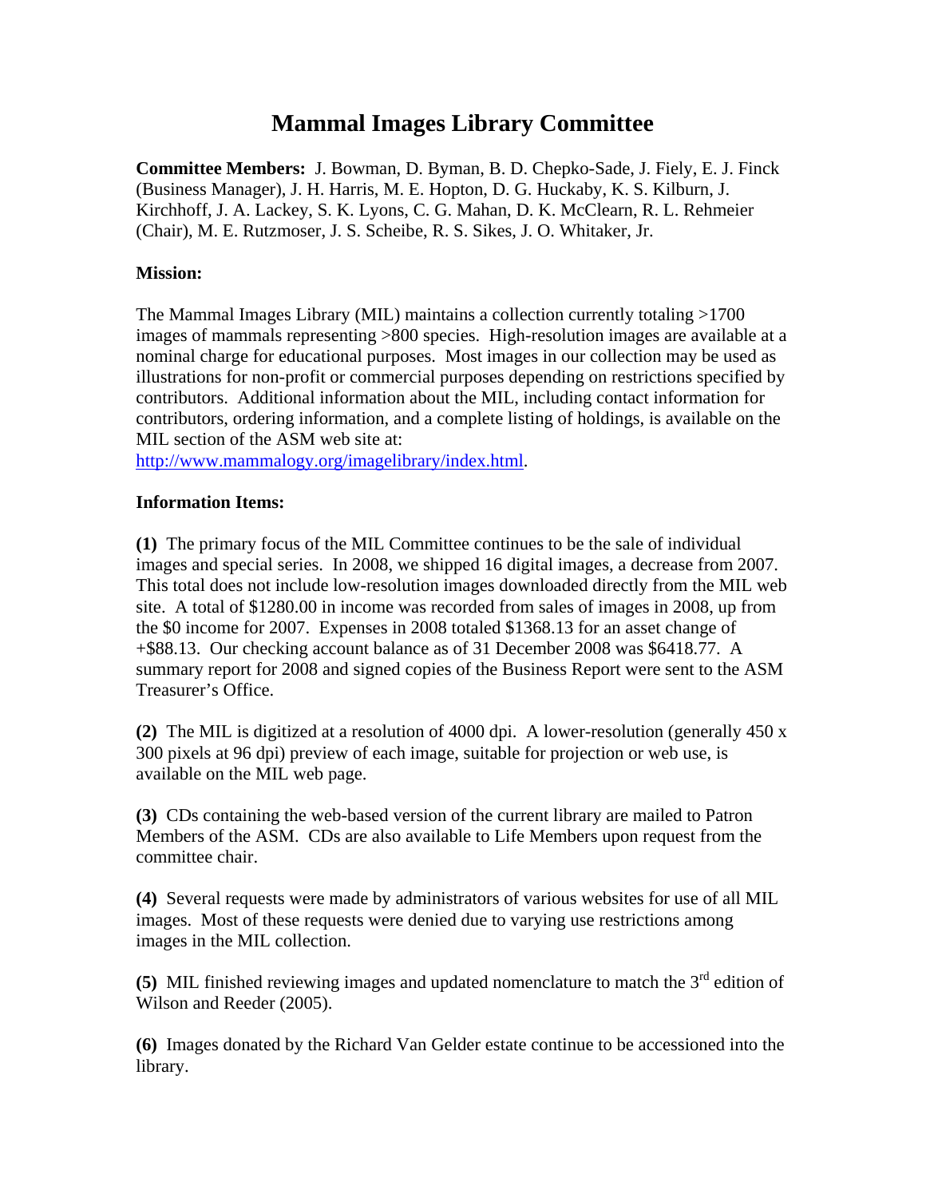# Mammal Images Library Committee

**Committee Members:** J. Bowman, D. Byman, B. D. Chepko-Sade, J. Fiely, E. J. Finck (Business Manager), J. H. Harris, M. E. Hopton, D. G. Huckaby, K. S. Kilburn, J. Kirchhoff, J. A. Lackey, S. K. Lyons, C. G. Mahan, D. K. McClearn, R. L. Rehmeier (Chair), M. E. Rutzmoser, J. S. Scheibe, R. S. Sikes, J. O. Whitaker, Jr.

**Mission:**

The Mammal Images Library (MIL) maintains a collection currently totaling >1700 images of mammals representing >800 species. High-resolution images are available at a nominal charge for educational purposes. Most images in our collection may be used as illustrations for non-profit or commercial purposes depending on restrictions specified by contributors. Additional information about the MIL, including contact information for contributors, ordering information, and a complete listing of holdings, is available on the MIL section of the ASM web site at: http://www.mammalogy.org/imagelibrary/index.html.

**Information Items:**

**(1)** The primary focus of the MIL Committee continues to be the sale of individual images and special series. In 2008, we shipped 16 digital images, a decrease from 2007. This total does not include low-resolution images downloaded directly from the MIL web site. A total of $1280.00 in income was recorded from sales of images in 2008, up from the $0 income for 2007. Expenses in 2008 totaled $1368.13 for an asset change of +$88.13. Our checking account balance as of 31 December 2008 was $6418.77. A summary report for 2008 and signed copies of the Business Report were sent to the ASM Treasurer's Office.

**(2)** The MIL is digitized at a resolution of 4000 dpi. A lower-resolution (generally 450 x 300 pixels at 96 dpi) preview of each image, suitable for projection or web use, is available on the MIL web page.

**(3)** CDs containing the web-based version of the current library are mailed to Patron Members of the ASM. CDs are also available to Life Members upon request from the committee chair.

**(4)** Several requests were made by administrators of various websites for use of all MIL images. Most of these requests were denied due to varying use restrictions among images in the MIL collection.

**(5)** MIL finished reviewing images and updated nomenclature to match the 3rd edition of Wilson and Reeder (2005).

**(6)** Images donated by the Richard Van Gelder estate continue to be accessioned into the library.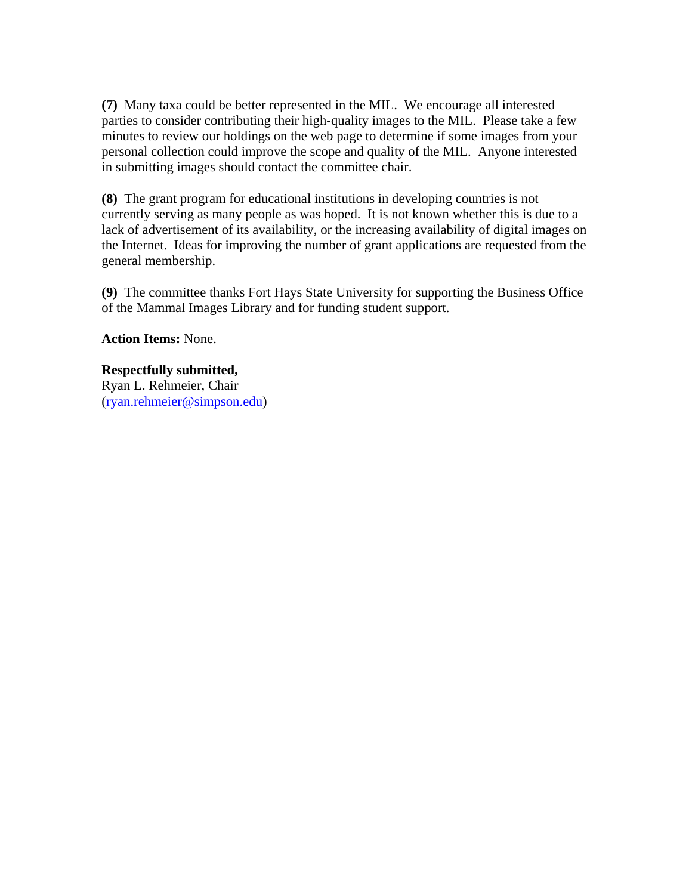**(7)** Many taxa could be better represented in the MIL. We encourage all interested parties to consider contributing their high-quality images to the MIL. Please take a few minutes to review our holdings on the web page to determine if some images from your personal collection could improve the scope and quality of the MIL. Anyone interested in submitting images should contact the committee chair.

**(8)** The grant program for educational institutions in developing countries is not currently serving as many people as was hoped. It is not known whether this is due to a lack of advertisement of its availability, or the increasing availability of digital images on the Internet. Ideas for improving the number of grant applications are requested from the general membership.

**(9)** The committee thanks Fort Hays State University for supporting the Business Office of the Mammal Images Library and for funding student support.

**Action Items:** None.

**Respectfully submitted,**
Ryan L. Rehmeier, Chair
(ryan.rehmeier@simpson.edu)